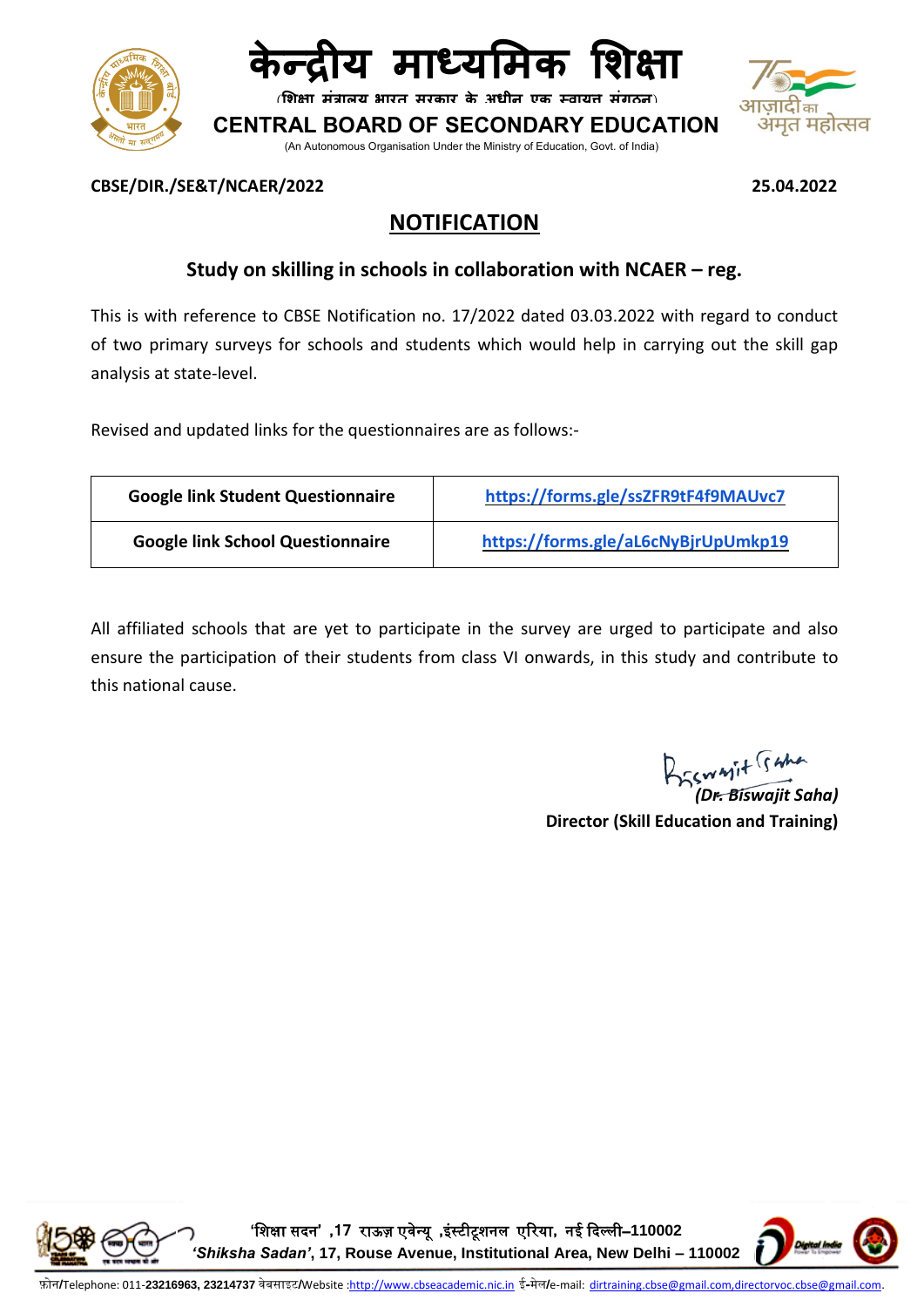# केन्द्रीय माध्यमिक शिक्षा

(शिक्षा मंत्रालय भारत सरकार के अधीन एक स्वायत्त संगठन)

# CENTRAL BOARD OF SECONDARY EDUCATION

(An Autonomous Organisation Under the Ministry of Education, Govt. of India)

**CBSE/DIR./SE&T/NCAER/2022** **25.04.2022**

## NOTIFICATION

### Study on skilling in schools in collaboration with NCAER – reg.

This is with reference to CBSE Notification no. 17/2022 dated 03.03.2022 with regard to conduct of two primary surveys for schools and students which would help in carrying out the skill gap analysis at state-level.

Revised and updated links for the questionnaires are as follows:-

| Google link Student Questionnaire | https://forms.gle/ssZFR9tF4f9MAUvc7 |
|---|---|
| **Google link School Questionnaire** | https://forms.gle/aL6cNyBjrUpUmkp19 |

All affiliated schools that are yet to participate in the survey are urged to participate and also ensure the participation of their students from class VI onwards, in this study and contribute to this national cause.

*(Dr. Biswajit Saha)*
**Director (Skill Education and Training)**

'शिक्षा सदन' ,17 राऊज़ एवेन्यू ,इंस्टीटूशनल एरिया, नई दिल्ली–110002
*'Shiksha Sadan'*, 17, Rouse Avenue, Institutional Area, New Delhi – 110002

फ़ोन/Telephone: 011-**23216963, 23214737** वेबसाइट/Website :http://www.cbseacademic.nic.in ई-मेल/e-mail: dirtraining.cbse@gmail.com,directorvoc.cbse@gmail.com.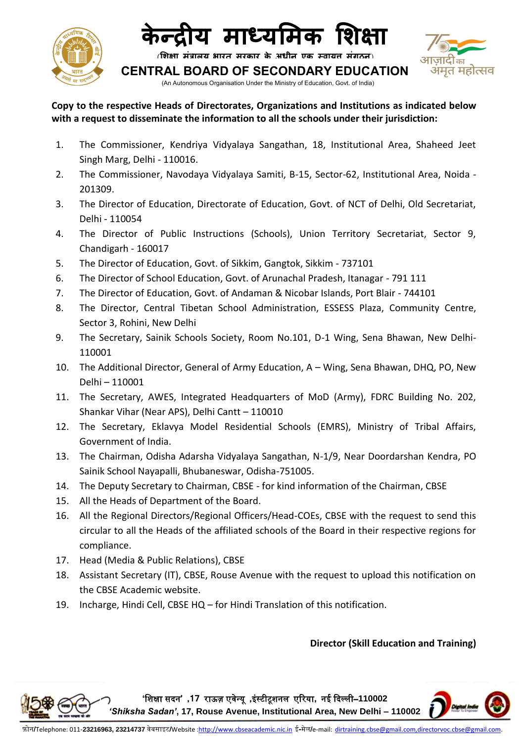**Copy to the respective Heads of Directorates, Organizations and Institutions as indicated below with a request to disseminate the information to all the schools under their jurisdiction:**

1. The Commissioner, Kendriya Vidyalaya Sangathan, 18, Institutional Area, Shaheed Jeet Singh Marg, Delhi - 110016.
2. The Commissioner, Navodaya Vidyalaya Samiti, B-15, Sector-62, Institutional Area, Noida - 201309.
3. The Director of Education, Directorate of Education, Govt. of NCT of Delhi, Old Secretariat, Delhi - 110054
4. The Director of Public Instructions (Schools), Union Territory Secretariat, Sector 9, Chandigarh - 160017
5. The Director of Education, Govt. of Sikkim, Gangtok, Sikkim - 737101
6. The Director of School Education, Govt. of Arunachal Pradesh, Itanagar - 791 111
7. The Director of Education, Govt. of Andaman & Nicobar Islands, Port Blair - 744101
8. The Director, Central Tibetan School Administration, ESSESS Plaza, Community Centre, Sector 3, Rohini, New Delhi
9. The Secretary, Sainik Schools Society, Room No.101, D-1 Wing, Sena Bhawan, New Delhi-110001
10. The Additional Director, General of Army Education, A – Wing, Sena Bhawan, DHQ, PO, New Delhi – 110001
11. The Secretary, AWES, Integrated Headquarters of MoD (Army), FDRC Building No. 202, Shankar Vihar (Near APS), Delhi Cantt – 110010
12. The Secretary, Eklavya Model Residential Schools (EMRS), Ministry of Tribal Affairs, Government of India.
13. The Chairman, Odisha Adarsha Vidyalaya Sangathan, N-1/9, Near Doordarshan Kendra, PO Sainik School Nayapalli, Bhubaneswar, Odisha-751005.
14. The Deputy Secretary to Chairman, CBSE - for kind information of the Chairman, CBSE
15. All the Heads of Department of the Board.
16. All the Regional Directors/Regional Officers/Head-COEs, CBSE with the request to send this circular to all the Heads of the affiliated schools of the Board in their respective regions for compliance.
17. Head (Media & Public Relations), CBSE
18. Assistant Secretary (IT), CBSE, Rouse Avenue with the request to upload this notification on the CBSE Academic website.
19. Incharge, Hindi Cell, CBSE HQ – for Hindi Translation of this notification.

**Director (Skill Education and Training)**